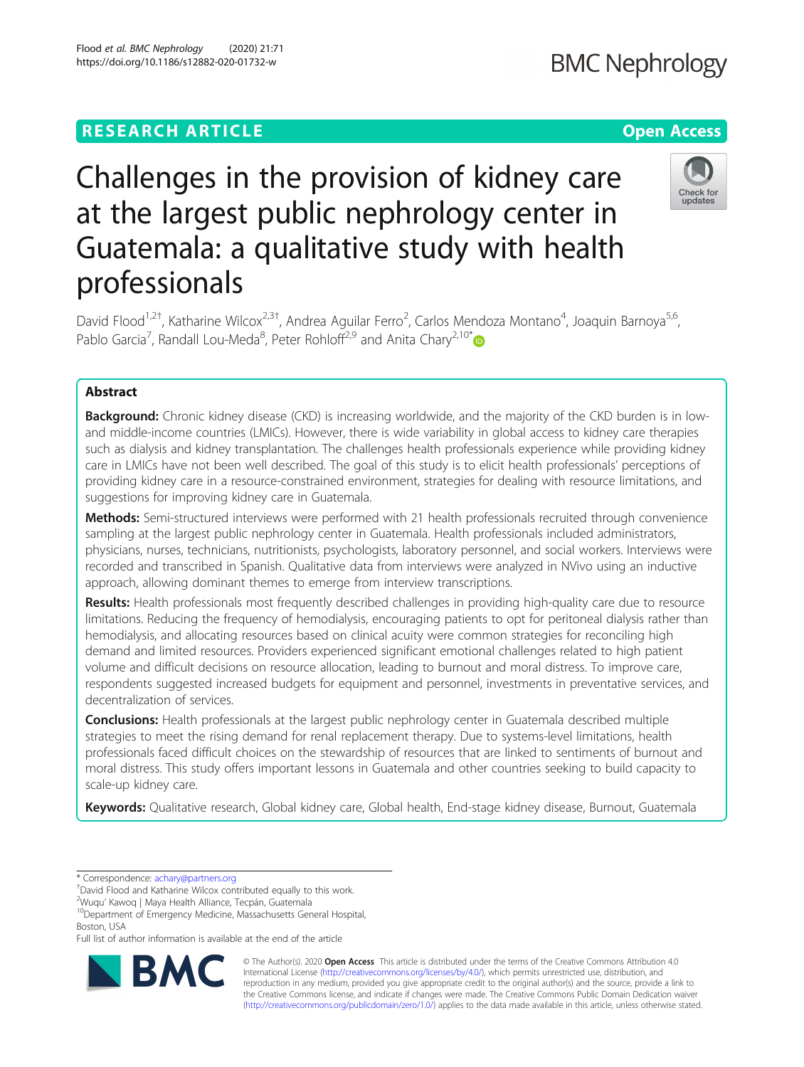RESEARCH ARTICLE

Open Access

# Challenges in the provision of kidney care at the largest public nephrology center in Guatemala: a qualitative study with health professionals

David Flood[1,2†], Katharine Wilcox[2,3†], Andrea Aguilar Ferro[2], Carlos Mendoza Montano[4], Joaquin Barnoya[5,6], Pablo Garcia[7], Randall Lou-Meda[8], Peter Rohloff[2,9] and Anita Chary[2,10*]

## Abstract

**Background:** Chronic kidney disease (CKD) is increasing worldwide, and the majority of the CKD burden is in low- and middle-income countries (LMICs). However, there is wide variability in global access to kidney care therapies such as dialysis and kidney transplantation. The challenges health professionals experience while providing kidney care in LMICs have not been well described. The goal of this study is to elicit health professionals' perceptions of providing kidney care in a resource-constrained environment, strategies for dealing with resource limitations, and suggestions for improving kidney care in Guatemala.

**Methods:** Semi-structured interviews were performed with 21 health professionals recruited through convenience sampling at the largest public nephrology center in Guatemala. Health professionals included administrators, physicians, nurses, technicians, nutritionists, psychologists, laboratory personnel, and social workers. Interviews were recorded and transcribed in Spanish. Qualitative data from interviews were analyzed in NVivo using an inductive approach, allowing dominant themes to emerge from interview transcriptions.

**Results:** Health professionals most frequently described challenges in providing high-quality care due to resource limitations. Reducing the frequency of hemodialysis, encouraging patients to opt for peritoneal dialysis rather than hemodialysis, and allocating resources based on clinical acuity were common strategies for reconciling high demand and limited resources. Providers experienced significant emotional challenges related to high patient volume and difficult decisions on resource allocation, leading to burnout and moral distress. To improve care, respondents suggested increased budgets for equipment and personnel, investments in preventative services, and decentralization of services.

**Conclusions:** Health professionals at the largest public nephrology center in Guatemala described multiple strategies to meet the rising demand for renal replacement therapy. Due to systems-level limitations, health professionals faced difficult choices on the stewardship of resources that are linked to sentiments of burnout and moral distress. This study offers important lessons in Guatemala and other countries seeking to build capacity to scale-up kidney care.

**Keywords:** Qualitative research, Global kidney care, Global health, End-stage kidney disease, Burnout, Guatemala

---

\* Correspondence: achary@partners.org

†David Flood and Katharine Wilcox contributed equally to this work.

[2]Wuqu' Kawoq | Maya Health Alliance, Tecpán, Guatemala

[10]Department of Emergency Medicine, Massachusetts General Hospital, Boston, USA

Full list of author information is available at the end of the article

© The Author(s). 2020 **Open Access** This article is distributed under the terms of the Creative Commons Attribution 4.0 International License (http://creativecommons.org/licenses/by/4.0/), which permits unrestricted use, distribution, and reproduction in any medium, provided you give appropriate credit to the original author(s) and the source, provide a link to the Creative Commons license, and indicate if changes were made. The Creative Commons Public Domain Dedication waiver (http://creativecommons.org/publicdomain/zero/1.0/) applies to the data made available in this article, unless otherwise stated.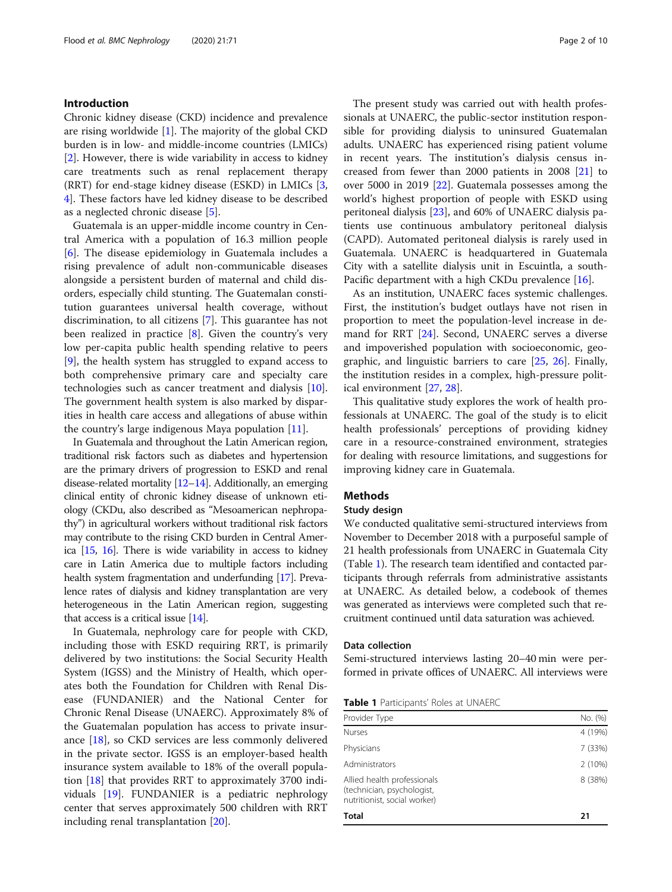## Introduction

Chronic kidney disease (CKD) incidence and prevalence are rising worldwide [1]. The majority of the global CKD burden is in low- and middle-income countries (LMICs) [2]. However, there is wide variability in access to kidney care treatments such as renal replacement therapy (RRT) for end-stage kidney disease (ESKD) in LMICs [3, 4]. These factors have led kidney disease to be described as a neglected chronic disease [5].

Guatemala is an upper-middle income country in Central America with a population of 16.3 million people [6]. The disease epidemiology in Guatemala includes a rising prevalence of adult non-communicable diseases alongside a persistent burden of maternal and child disorders, especially child stunting. The Guatemalan constitution guarantees universal health coverage, without discrimination, to all citizens [7]. This guarantee has not been realized in practice [8]. Given the country's very low per-capita public health spending relative to peers [9], the health system has struggled to expand access to both comprehensive primary care and specialty care technologies such as cancer treatment and dialysis [10]. The government health system is also marked by disparities in health care access and allegations of abuse within the country's large indigenous Maya population [11].

In Guatemala and throughout the Latin American region, traditional risk factors such as diabetes and hypertension are the primary drivers of progression to ESKD and renal disease-related mortality [12–14]. Additionally, an emerging clinical entity of chronic kidney disease of unknown etiology (CKDu, also described as "Mesoamerican nephropathy") in agricultural workers without traditional risk factors may contribute to the rising CKD burden in Central America [15, 16]. There is wide variability in access to kidney care in Latin America due to multiple factors including health system fragmentation and underfunding [17]. Prevalence rates of dialysis and kidney transplantation are very heterogeneous in the Latin American region, suggesting that access is a critical issue [14].

In Guatemala, nephrology care for people with CKD, including those with ESKD requiring RRT, is primarily delivered by two institutions: the Social Security Health System (IGSS) and the Ministry of Health, which operates both the Foundation for Children with Renal Disease (FUNDANIER) and the National Center for Chronic Renal Disease (UNAERC). Approximately 8% of the Guatemalan population has access to private insurance [18], so CKD services are less commonly delivered in the private sector. IGSS is an employer-based health insurance system available to 18% of the overall population [18] that provides RRT to approximately 3700 individuals [19]. FUNDANIER is a pediatric nephrology center that serves approximately 500 children with RRT including renal transplantation [20].

The present study was carried out with health professionals at UNAERC, the public-sector institution responsible for providing dialysis to uninsured Guatemalan adults. UNAERC has experienced rising patient volume in recent years. The institution's dialysis census increased from fewer than 2000 patients in 2008 [21] to over 5000 in 2019 [22]. Guatemala possesses among the world's highest proportion of people with ESKD using peritoneal dialysis [23], and 60% of UNAERC dialysis patients use continuous ambulatory peritoneal dialysis (CAPD). Automated peritoneal dialysis is rarely used in Guatemala. UNAERC is headquartered in Guatemala City with a satellite dialysis unit in Escuintla, a south-Pacific department with a high CKDu prevalence [16].

As an institution, UNAERC faces systemic challenges. First, the institution's budget outlays have not risen in proportion to meet the population-level increase in demand for RRT [24]. Second, UNAERC serves a diverse and impoverished population with socioeconomic, geographic, and linguistic barriers to care [25, 26]. Finally, the institution resides in a complex, high-pressure political environment [27, 28].

This qualitative study explores the work of health professionals at UNAERC. The goal of the study is to elicit health professionals' perceptions of providing kidney care in a resource-constrained environment, strategies for dealing with resource limitations, and suggestions for improving kidney care in Guatemala.

## Methods

### Study design

We conducted qualitative semi-structured interviews from November to December 2018 with a purposeful sample of 21 health professionals from UNAERC in Guatemala City (Table 1). The research team identified and contacted participants through referrals from administrative assistants at UNAERC. As detailed below, a codebook of themes was generated as interviews were completed such that recruitment continued until data saturation was achieved.

### Data collection

Semi-structured interviews lasting 20–40 min were performed in private offices of UNAERC. All interviews were

**Table 1** Participants' Roles at UNAERC

| Provider Type | No. (%) |
|---|---|
| Nurses | 4 (19%) |
| Physicians | 7 (33%) |
| Administrators | 2 (10%) |
| Allied health professionals (technician, psychologist, nutritionist, social worker) | 8 (38%) |
| **Total** | **21** |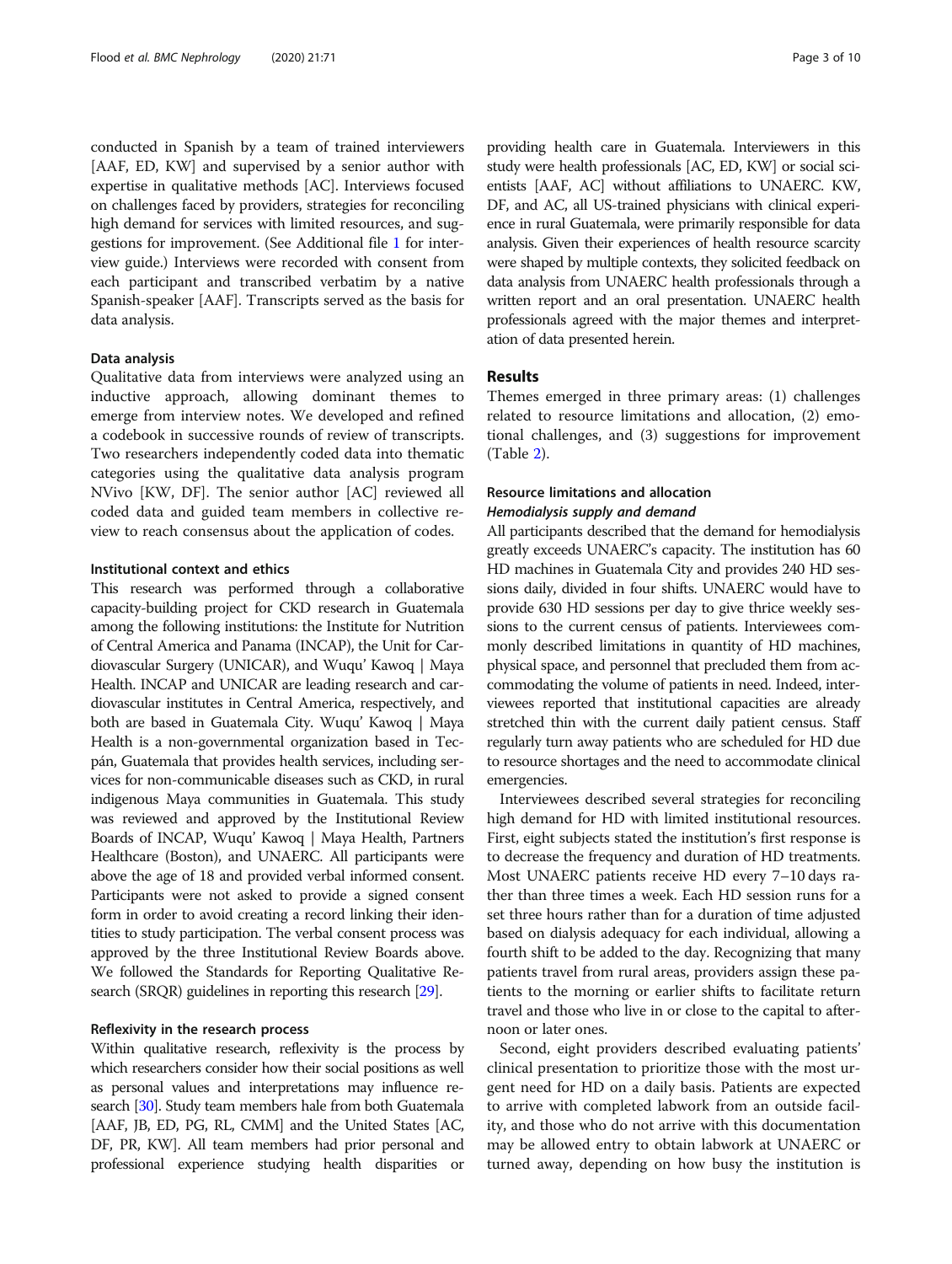conducted in Spanish by a team of trained interviewers [AAF, ED, KW] and supervised by a senior author with expertise in qualitative methods [AC]. Interviews focused on challenges faced by providers, strategies for reconciling high demand for services with limited resources, and suggestions for improvement. (See Additional file 1 for interview guide.) Interviews were recorded with consent from each participant and transcribed verbatim by a native Spanish-speaker [AAF]. Transcripts served as the basis for data analysis.

### Data analysis

Qualitative data from interviews were analyzed using an inductive approach, allowing dominant themes to emerge from interview notes. We developed and refined a codebook in successive rounds of review of transcripts. Two researchers independently coded data into thematic categories using the qualitative data analysis program NVivo [KW, DF]. The senior author [AC] reviewed all coded data and guided team members in collective review to reach consensus about the application of codes.

### Institutional context and ethics

This research was performed through a collaborative capacity-building project for CKD research in Guatemala among the following institutions: the Institute for Nutrition of Central America and Panama (INCAP), the Unit for Cardiovascular Surgery (UNICAR), and Wuqu' Kawoq | Maya Health. INCAP and UNICAR are leading research and cardiovascular institutes in Central America, respectively, and both are based in Guatemala City. Wuqu' Kawoq | Maya Health is a non-governmental organization based in Tecpán, Guatemala that provides health services, including services for non-communicable diseases such as CKD, in rural indigenous Maya communities in Guatemala. This study was reviewed and approved by the Institutional Review Boards of INCAP, Wuqu' Kawoq | Maya Health, Partners Healthcare (Boston), and UNAERC. All participants were above the age of 18 and provided verbal informed consent. Participants were not asked to provide a signed consent form in order to avoid creating a record linking their identities to study participation. The verbal consent process was approved by the three Institutional Review Boards above. We followed the Standards for Reporting Qualitative Research (SRQR) guidelines in reporting this research [29].

### Reflexivity in the research process

Within qualitative research, reflexivity is the process by which researchers consider how their social positions as well as personal values and interpretations may influence research [30]. Study team members hale from both Guatemala [AAF, JB, ED, PG, RL, CMM] and the United States [AC, DF, PR, KW]. All team members had prior personal and professional experience studying health disparities or providing health care in Guatemala. Interviewers in this study were health professionals [AC, ED, KW] or social scientists [AAF, AC] without affiliations to UNAERC. KW, DF, and AC, all US-trained physicians with clinical experience in rural Guatemala, were primarily responsible for data analysis. Given their experiences of health resource scarcity were shaped by multiple contexts, they solicited feedback on data analysis from UNAERC health professionals through a written report and an oral presentation. UNAERC health professionals agreed with the major themes and interpretation of data presented herein.

## Results

Themes emerged in three primary areas: (1) challenges related to resource limitations and allocation, (2) emotional challenges, and (3) suggestions for improvement (Table 2).

### Resource limitations and allocation

#### *Hemodialysis supply and demand*

All participants described that the demand for hemodialysis greatly exceeds UNAERC's capacity. The institution has 60 HD machines in Guatemala City and provides 240 HD sessions daily, divided in four shifts. UNAERC would have to provide 630 HD sessions per day to give thrice weekly sessions to the current census of patients. Interviewees commonly described limitations in quantity of HD machines, physical space, and personnel that precluded them from accommodating the volume of patients in need. Indeed, interviewees reported that institutional capacities are already stretched thin with the current daily patient census. Staff regularly turn away patients who are scheduled for HD due to resource shortages and the need to accommodate clinical emergencies.

Interviewees described several strategies for reconciling high demand for HD with limited institutional resources. First, eight subjects stated the institution's first response is to decrease the frequency and duration of HD treatments. Most UNAERC patients receive HD every 7–10 days rather than three times a week. Each HD session runs for a set three hours rather than for a duration of time adjusted based on dialysis adequacy for each individual, allowing a fourth shift to be added to the day. Recognizing that many patients travel from rural areas, providers assign these patients to the morning or earlier shifts to facilitate return travel and those who live in or close to the capital to afternoon or later ones.

Second, eight providers described evaluating patients' clinical presentation to prioritize those with the most urgent need for HD on a daily basis. Patients are expected to arrive with completed labwork from an outside facility, and those who do not arrive with this documentation may be allowed entry to obtain labwork at UNAERC or turned away, depending on how busy the institution is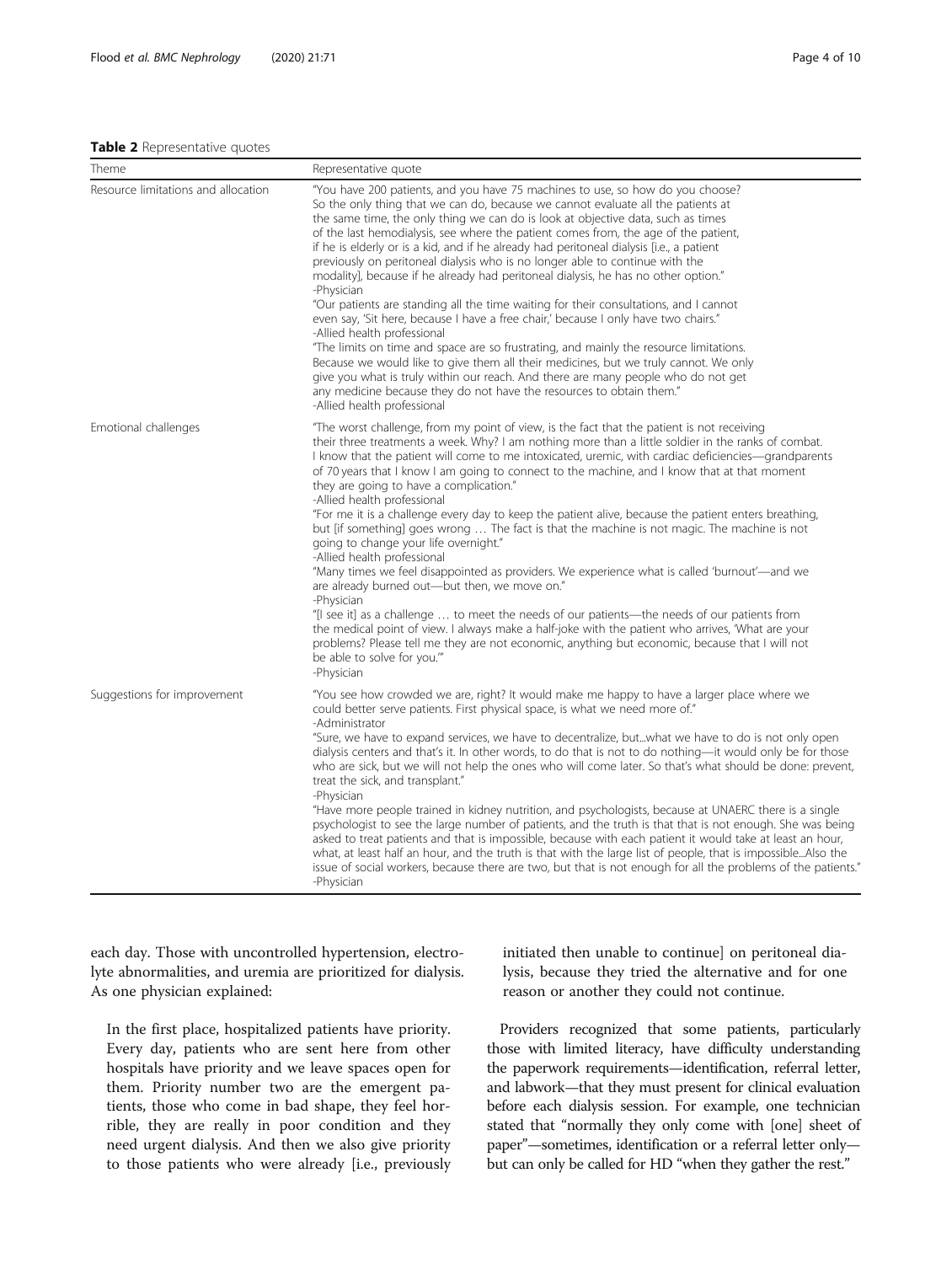**Table 2** Representative quotes

| Theme | Representative quote |
| --- | --- |
| Resource limitations and allocation | "You have 200 patients, and you have 75 machines to use, so how do you choose? So the only thing that we can do, because we cannot evaluate all the patients at the same time, the only thing we can do is look at objective data, such as times of the last hemodialysis, see where the patient comes from, the age of the patient, if he is elderly or is a kid, and if he already had peritoneal dialysis [i.e., a patient previously on peritoneal dialysis who is no longer able to continue with the modality], because if he already had peritoneal dialysis, he has no other option." -Physician<br>"Our patients are standing all the time waiting for their consultations, and I cannot even say, 'Sit here, because I have a free chair,' because I only have two chairs." -Allied health professional<br>"The limits on time and space are so frustrating, and mainly the resource limitations. Because we would like to give them all their medicines, but we truly cannot. We only give you what is truly within our reach. And there are many people who do not get any medicine because they do not have the resources to obtain them." -Allied health professional |
| Emotional challenges | "The worst challenge, from my point of view, is the fact that the patient is not receiving their three treatments a week. Why? I am nothing more than a little soldier in the ranks of combat. I know that the patient will come to me intoxicated, uremic, with cardiac deficiencies—grandparents of 70 years that I know I am going to connect to the machine, and I know that at that moment they are going to have a complication." -Allied health professional<br>"For me it is a challenge every day to keep the patient alive, because the patient enters breathing, but [if something] goes wrong … The fact is that the machine is not magic. The machine is not going to change your life overnight." -Allied health professional<br>"Many times we feel disappointed as providers. We experience what is called 'burnout'—and we are already burned out—but then, we move on." -Physician<br>"[I see it] as a challenge … to meet the needs of our patients—the needs of our patients from the medical point of view. I always make a half-joke with the patient who arrives, 'What are your problems? Please tell me they are not economic, anything but economic, because that I will not be able to solve for you.'" -Physician |
| Suggestions for improvement | "You see how crowded we are, right? It would make me happy to have a larger place where we could better serve patients. First physical space, is what we need more of." -Administrator<br>"Sure, we have to expand services, we have to decentralize, but...what we have to do is not only open dialysis centers and that's it. In other words, to do that is not to do nothing—it would only be for those who are sick, but we will not help the ones who will come later. So that's what should be done: prevent, treat the sick, and transplant." -Physician<br>"Have more people trained in kidney nutrition, and psychologists, because at UNAERC there is a single psychologist to see the large number of patients, and the truth is that that is not enough. She was being asked to treat patients and that is impossible, because with each patient it would take at least an hour, what, at least half an hour, and the truth is that with the large list of people, that is impossible...Also the issue of social workers, because there are two, but that is not enough for all the problems of the patients." -Physician |

each day. Those with uncontrolled hypertension, electrolyte abnormalities, and uremia are prioritized for dialysis. As one physician explained:

> In the first place, hospitalized patients have priority. Every day, patients who are sent here from other hospitals have priority and we leave spaces open for them. Priority number two are the emergent patients, those who come in bad shape, they feel horrible, they are really in poor condition and they need urgent dialysis. And then we also give priority to those patients who were already [i.e., previously initiated then unable to continue] on peritoneal dialysis, because they tried the alternative and for one reason or another they could not continue.

Providers recognized that some patients, particularly those with limited literacy, have difficulty understanding the paperwork requirements—identification, referral letter, and labwork—that they must present for clinical evaluation before each dialysis session. For example, one technician stated that "normally they only come with [one] sheet of paper"—sometimes, identification or a referral letter only—but can only be called for HD "when they gather the rest."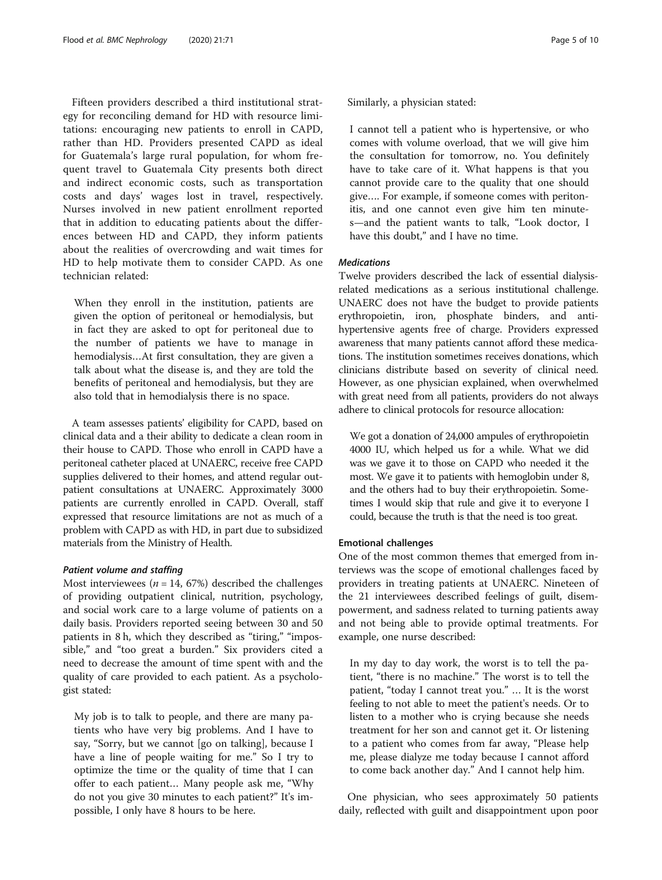Fifteen providers described a third institutional strategy for reconciling demand for HD with resource limitations: encouraging new patients to enroll in CAPD, rather than HD. Providers presented CAPD as ideal for Guatemala's large rural population, for whom frequent travel to Guatemala City presents both direct and indirect economic costs, such as transportation costs and days' wages lost in travel, respectively. Nurses involved in new patient enrollment reported that in addition to educating patients about the differences between HD and CAPD, they inform patients about the realities of overcrowding and wait times for HD to help motivate them to consider CAPD. As one technician related:

> When they enroll in the institution, patients are given the option of peritoneal or hemodialysis, but in fact they are asked to opt for peritoneal due to the number of patients we have to manage in hemodialysis…At first consultation, they are given a talk about what the disease is, and they are told the benefits of peritoneal and hemodialysis, but they are also told that in hemodialysis there is no space.

A team assesses patients' eligibility for CAPD, based on clinical data and a their ability to dedicate a clean room in their house to CAPD. Those who enroll in CAPD have a peritoneal catheter placed at UNAERC, receive free CAPD supplies delivered to their homes, and attend regular outpatient consultations at UNAERC. Approximately 3000 patients are currently enrolled in CAPD. Overall, staff expressed that resource limitations are not as much of a problem with CAPD as with HD, in part due to subsidized materials from the Ministry of Health.

#### *Patient volume and staffing*

Most interviewees ($n = 14$, 67%) described the challenges of providing outpatient clinical, nutrition, psychology, and social work care to a large volume of patients on a daily basis. Providers reported seeing between 30 and 50 patients in 8 h, which they described as "tiring," "impossible," and "too great a burden." Six providers cited a need to decrease the amount of time spent with and the quality of care provided to each patient. As a psychologist stated:

> My job is to talk to people, and there are many patients who have very big problems. And I have to say, "Sorry, but we cannot [go on talking], because I have a line of people waiting for me." So I try to optimize the time or the quality of time that I can offer to each patient… Many people ask me, "Why do not you give 30 minutes to each patient?" It's impossible, I only have 8 hours to be here.

Similarly, a physician stated:

> I cannot tell a patient who is hypertensive, or who comes with volume overload, that we will give him the consultation for tomorrow, no. You definitely have to take care of it. What happens is that you cannot provide care to the quality that one should give…. For example, if someone comes with peritonitis, and one cannot even give him ten minutes—and the patient wants to talk, "Look doctor, I have this doubt," and I have no time.

#### *Medications*

Twelve providers described the lack of essential dialysis-related medications as a serious institutional challenge. UNAERC does not have the budget to provide patients erythropoietin, iron, phosphate binders, and anti-hypertensive agents free of charge. Providers expressed awareness that many patients cannot afford these medications. The institution sometimes receives donations, which clinicians distribute based on severity of clinical need. However, as one physician explained, when overwhelmed with great need from all patients, providers do not always adhere to clinical protocols for resource allocation:

> We got a donation of 24,000 ampules of erythropoietin 4000 IU, which helped us for a while. What we did was we gave it to those on CAPD who needed it the most. We gave it to patients with hemoglobin under 8, and the others had to buy their erythropoietin. Sometimes I would skip that rule and give it to everyone I could, because the truth is that the need is too great.

### Emotional challenges

One of the most common themes that emerged from interviews was the scope of emotional challenges faced by providers in treating patients at UNAERC. Nineteen of the 21 interviewees described feelings of guilt, disempowerment, and sadness related to turning patients away and not being able to provide optimal treatments. For example, one nurse described:

> In my day to day work, the worst is to tell the patient, "there is no machine." The worst is to tell the patient, "today I cannot treat you." … It is the worst feeling to not able to meet the patient's needs. Or to listen to a mother who is crying because she needs treatment for her son and cannot get it. Or listening to a patient who comes from far away, "Please help me, please dialyze me today because I cannot afford to come back another day." And I cannot help him.

One physician, who sees approximately 50 patients daily, reflected with guilt and disappointment upon poor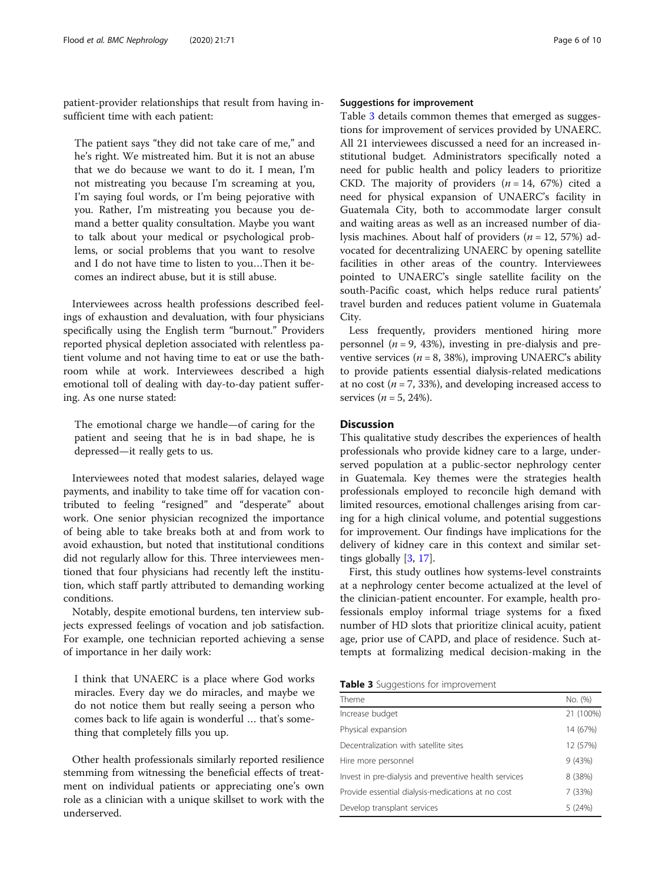patient-provider relationships that result from having insufficient time with each patient:

> The patient says "they did not take care of me," and he's right. We mistreated him. But it is not an abuse that we do because we want to do it. I mean, I'm not mistreating you because I'm screaming at you, I'm saying foul words, or I'm being pejorative with you. Rather, I'm mistreating you because you demand a better quality consultation. Maybe you want to talk about your medical or psychological problems, or social problems that you want to resolve and I do not have time to listen to you…Then it becomes an indirect abuse, but it is still abuse.

Interviewees across health professions described feelings of exhaustion and devaluation, with four physicians specifically using the English term "burnout." Providers reported physical depletion associated with relentless patient volume and not having time to eat or use the bathroom while at work. Interviewees described a high emotional toll of dealing with day-to-day patient suffering. As one nurse stated:

> The emotional charge we handle—of caring for the patient and seeing that he is in bad shape, he is depressed—it really gets to us.

Interviewees noted that modest salaries, delayed wage payments, and inability to take time off for vacation contributed to feeling "resigned" and "desperate" about work. One senior physician recognized the importance of being able to take breaks both at and from work to avoid exhaustion, but noted that institutional conditions did not regularly allow for this. Three interviewees mentioned that four physicians had recently left the institution, which staff partly attributed to demanding working conditions.

Notably, despite emotional burdens, ten interview subjects expressed feelings of vocation and job satisfaction. For example, one technician reported achieving a sense of importance in her daily work:

> I think that UNAERC is a place where God works miracles. Every day we do miracles, and maybe we do not notice them but really seeing a person who comes back to life again is wonderful … that's something that completely fills you up.

Other health professionals similarly reported resilience stemming from witnessing the beneficial effects of treatment on individual patients or appreciating one's own role as a clinician with a unique skillset to work with the underserved.

### Suggestions for improvement

Table 3 details common themes that emerged as suggestions for improvement of services provided by UNAERC. All 21 interviewees discussed a need for an increased institutional budget. Administrators specifically noted a need for public health and policy leaders to prioritize CKD. The majority of providers ($n = 14$, 67%) cited a need for physical expansion of UNAERC's facility in Guatemala City, both to accommodate larger consult and waiting areas as well as an increased number of dialysis machines. About half of providers ($n = 12$, 57%) advocated for decentralizing UNAERC by opening satellite facilities in other areas of the country. Interviewees pointed to UNAERC's single satellite facility on the south-Pacific coast, which helps reduce rural patients' travel burden and reduces patient volume in Guatemala City.

Less frequently, providers mentioned hiring more personnel ($n = 9$, 43%), investing in pre-dialysis and preventive services ($n = 8$, 38%), improving UNAERC's ability to provide patients essential dialysis-related medications at no cost ($n = 7$, 33%), and developing increased access to services ($n = 5$, 24%).

## Discussion

This qualitative study describes the experiences of health professionals who provide kidney care to a large, underserved population at a public-sector nephrology center in Guatemala. Key themes were the strategies health professionals employed to reconcile high demand with limited resources, emotional challenges arising from caring for a high clinical volume, and potential suggestions for improvement. Our findings have implications for the delivery of kidney care in this context and similar settings globally [3, 17].

First, this study outlines how systems-level constraints at a nephrology center become actualized at the level of the clinician-patient encounter. For example, health professionals employ informal triage systems for a fixed number of HD slots that prioritize clinical acuity, patient age, prior use of CAPD, and place of residence. Such attempts at formalizing medical decision-making in the

**Table 3** Suggestions for improvement

| Theme | No. (%) |
|---|---|
| Increase budget | 21 (100%) |
| Physical expansion | 14 (67%) |
| Decentralization with satellite sites | 12 (57%) |
| Hire more personnel | 9 (43%) |
| Invest in pre-dialysis and preventive health services | 8 (38%) |
| Provide essential dialysis-medications at no cost | 7 (33%) |
| Develop transplant services | 5 (24%) |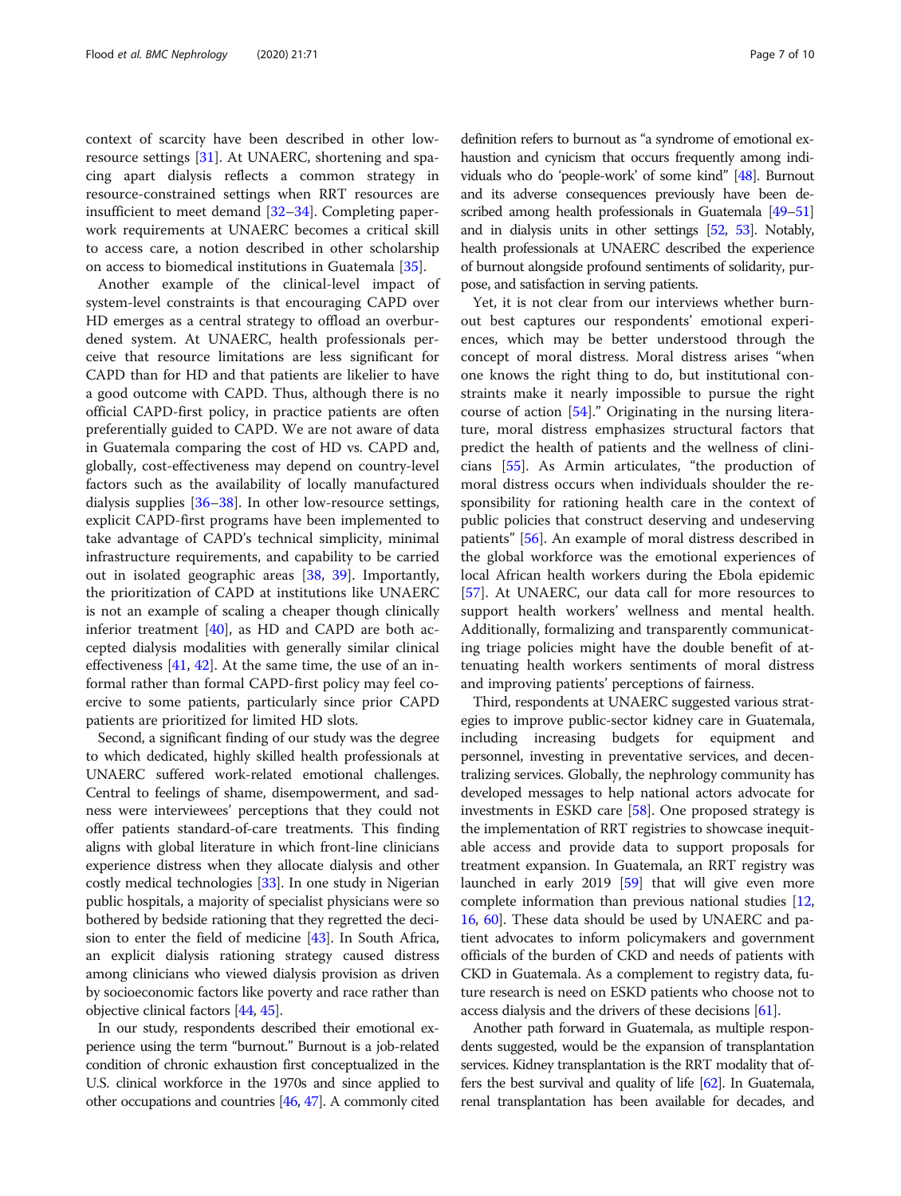context of scarcity have been described in other low-resource settings [31]. At UNAERC, shortening and spacing apart dialysis reflects a common strategy in resource-constrained settings when RRT resources are insufficient to meet demand [32–34]. Completing paperwork requirements at UNAERC becomes a critical skill to access care, a notion described in other scholarship on access to biomedical institutions in Guatemala [35].

Another example of the clinical-level impact of system-level constraints is that encouraging CAPD over HD emerges as a central strategy to offload an overburdened system. At UNAERC, health professionals perceive that resource limitations are less significant for CAPD than for HD and that patients are likelier to have a good outcome with CAPD. Thus, although there is no official CAPD-first policy, in practice patients are often preferentially guided to CAPD. We are not aware of data in Guatemala comparing the cost of HD vs. CAPD and, globally, cost-effectiveness may depend on country-level factors such as the availability of locally manufactured dialysis supplies [36–38]. In other low-resource settings, explicit CAPD-first programs have been implemented to take advantage of CAPD's technical simplicity, minimal infrastructure requirements, and capability to be carried out in isolated geographic areas [38, 39]. Importantly, the prioritization of CAPD at institutions like UNAERC is not an example of scaling a cheaper though clinically inferior treatment [40], as HD and CAPD are both accepted dialysis modalities with generally similar clinical effectiveness [41, 42]. At the same time, the use of an informal rather than formal CAPD-first policy may feel coercive to some patients, particularly since prior CAPD patients are prioritized for limited HD slots.

Second, a significant finding of our study was the degree to which dedicated, highly skilled health professionals at UNAERC suffered work-related emotional challenges. Central to feelings of shame, disempowerment, and sadness were interviewees' perceptions that they could not offer patients standard-of-care treatments. This finding aligns with global literature in which front-line clinicians experience distress when they allocate dialysis and other costly medical technologies [33]. In one study in Nigerian public hospitals, a majority of specialist physicians were so bothered by bedside rationing that they regretted the decision to enter the field of medicine [43]. In South Africa, an explicit dialysis rationing strategy caused distress among clinicians who viewed dialysis provision as driven by socioeconomic factors like poverty and race rather than objective clinical factors [44, 45].

In our study, respondents described their emotional experience using the term "burnout." Burnout is a job-related condition of chronic exhaustion first conceptualized in the U.S. clinical workforce in the 1970s and since applied to other occupations and countries [46, 47]. A commonly cited definition refers to burnout as "a syndrome of emotional exhaustion and cynicism that occurs frequently among individuals who do 'people-work' of some kind" [48]. Burnout and its adverse consequences previously have been described among health professionals in Guatemala [49–51] and in dialysis units in other settings [52, 53]. Notably, health professionals at UNAERC described the experience of burnout alongside profound sentiments of solidarity, purpose, and satisfaction in serving patients.

Yet, it is not clear from our interviews whether burnout best captures our respondents' emotional experiences, which may be better understood through the concept of moral distress. Moral distress arises "when one knows the right thing to do, but institutional constraints make it nearly impossible to pursue the right course of action [54]." Originating in the nursing literature, moral distress emphasizes structural factors that predict the health of patients and the wellness of clinicians [55]. As Armin articulates, "the production of moral distress occurs when individuals shoulder the responsibility for rationing health care in the context of public policies that construct deserving and undeserving patients" [56]. An example of moral distress described in the global workforce was the emotional experiences of local African health workers during the Ebola epidemic [57]. At UNAERC, our data call for more resources to support health workers' wellness and mental health. Additionally, formalizing and transparently communicating triage policies might have the double benefit of attenuating health workers sentiments of moral distress and improving patients' perceptions of fairness.

Third, respondents at UNAERC suggested various strategies to improve public-sector kidney care in Guatemala, including increasing budgets for equipment and personnel, investing in preventative services, and decentralizing services. Globally, the nephrology community has developed messages to help national actors advocate for investments in ESKD care [58]. One proposed strategy is the implementation of RRT registries to showcase inequitable access and provide data to support proposals for treatment expansion. In Guatemala, an RRT registry was launched in early 2019 [59] that will give even more complete information than previous national studies [12, 16, 60]. These data should be used by UNAERC and patient advocates to inform policymakers and government officials of the burden of CKD and needs of patients with CKD in Guatemala. As a complement to registry data, future research is need on ESKD patients who choose not to access dialysis and the drivers of these decisions [61].

Another path forward in Guatemala, as multiple respondents suggested, would be the expansion of transplantation services. Kidney transplantation is the RRT modality that offers the best survival and quality of life [62]. In Guatemala, renal transplantation has been available for decades, and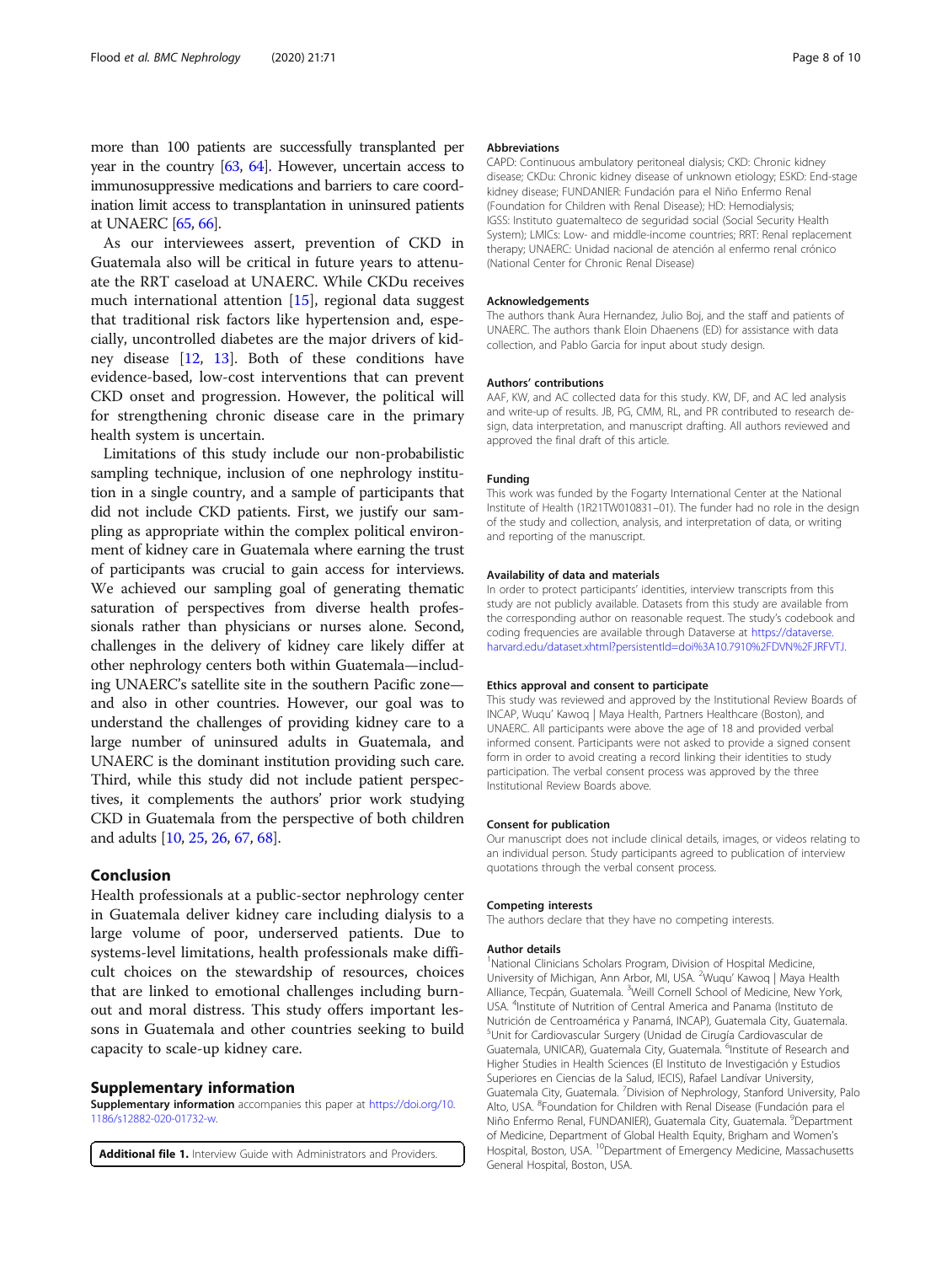more than 100 patients are successfully transplanted per year in the country [63, 64]. However, uncertain access to immunosuppressive medications and barriers to care coordination limit access to transplantation in uninsured patients at UNAERC [65, 66].

As our interviewees assert, prevention of CKD in Guatemala also will be critical in future years to attenuate the RRT caseload at UNAERC. While CKDu receives much international attention [15], regional data suggest that traditional risk factors like hypertension and, especially, uncontrolled diabetes are the major drivers of kidney disease [12, 13]. Both of these conditions have evidence-based, low-cost interventions that can prevent CKD onset and progression. However, the political will for strengthening chronic disease care in the primary health system is uncertain.

Limitations of this study include our non-probabilistic sampling technique, inclusion of one nephrology institution in a single country, and a sample of participants that did not include CKD patients. First, we justify our sampling as appropriate within the complex political environment of kidney care in Guatemala where earning the trust of participants was crucial to gain access for interviews. We achieved our sampling goal of generating thematic saturation of perspectives from diverse health professionals rather than physicians or nurses alone. Second, challenges in the delivery of kidney care likely differ at other nephrology centers both within Guatemala—including UNAERC's satellite site in the southern Pacific zone—and also in other countries. However, our goal was to understand the challenges of providing kidney care to a large number of uninsured adults in Guatemala, and UNAERC is the dominant institution providing such care. Third, while this study did not include patient perspectives, it complements the authors' prior work studying CKD in Guatemala from the perspective of both children and adults [10, 25, 26, 67, 68].

## Conclusion

Health professionals at a public-sector nephrology center in Guatemala deliver kidney care including dialysis to a large volume of poor, underserved patients. Due to systems-level limitations, health professionals make difficult choices on the stewardship of resources, choices that are linked to emotional challenges including burnout and moral distress. This study offers important lessons in Guatemala and other countries seeking to build capacity to scale-up kidney care.

## Supplementary information

**Supplementary information** accompanies this paper at https://doi.org/10.1186/s12882-020-01732-w.

**Additional file 1.** Interview Guide with Administrators and Providers.

### Abbreviations

CAPD: Continuous ambulatory peritoneal dialysis; CKD: Chronic kidney disease; CKDu: Chronic kidney disease of unknown etiology; ESKD: End-stage kidney disease; FUNDANIER: Fundación para el Niño Enfermo Renal (Foundation for Children with Renal Disease); HD: Hemodialysis; IGSS: Instituto guatemalteco de seguridad social (Social Security Health System); LMICs: Low- and middle-income countries; RRT: Renal replacement therapy; UNAERC: Unidad nacional de atención al enfermo renal crónico (National Center for Chronic Renal Disease)

### Acknowledgements

The authors thank Aura Hernandez, Julio Boj, and the staff and patients of UNAERC. The authors thank Eloin Dhaenens (ED) for assistance with data collection, and Pablo Garcia for input about study design.

### Authors' contributions

AAF, KW, and AC collected data for this study. KW, DF, and AC led analysis and write-up of results. JB, PG, CMM, RL, and PR contributed to research design, data interpretation, and manuscript drafting. All authors reviewed and approved the final draft of this article.

### Funding

This work was funded by the Fogarty International Center at the National Institute of Health (1R21TW010831–01). The funder had no role in the design of the study and collection, analysis, and interpretation of data, or writing and reporting of the manuscript.

### Availability of data and materials

In order to protect participants' identities, interview transcripts from this study are not publicly available. Datasets from this study are available from the corresponding author on reasonable request. The study's codebook and coding frequencies are available through Dataverse at https://dataverse.harvard.edu/dataset.xhtml?persistentId=doi%3A10.7910%2FDVN%2FJRFVTJ.

### Ethics approval and consent to participate

This study was reviewed and approved by the Institutional Review Boards of INCAP, Wuqu' Kawoq | Maya Health, Partners Healthcare (Boston), and UNAERC. All participants were above the age of 18 and provided verbal informed consent. Participants were not asked to provide a signed consent form in order to avoid creating a record linking their identities to study participation. The verbal consent process was approved by the three Institutional Review Boards above.

### Consent for publication

Our manuscript does not include clinical details, images, or videos relating to an individual person. Study participants agreed to publication of interview quotations through the verbal consent process.

### Competing interests

The authors declare that they have no competing interests.

### Author details

[1]National Clinicians Scholars Program, Division of Hospital Medicine, University of Michigan, Ann Arbor, MI, USA. [2]Wuqu' Kawoq | Maya Health Alliance, Tecpán, Guatemala. [3]Weill Cornell School of Medicine, New York, USA. [4]Institute of Nutrition of Central America and Panama (Instituto de Nutrición de Centroamérica y Panamá, INCAP), Guatemala City, Guatemala. [5]Unit for Cardiovascular Surgery (Unidad de Cirugía Cardiovascular de Guatemala, UNICAR), Guatemala City, Guatemala. [6]Institute of Research and Higher Studies in Health Sciences (El Instituto de Investigación y Estudios Superiores en Ciencias de la Salud, IECIS), Rafael Landívar University, Guatemala City, Guatemala. [7]Division of Nephrology, Stanford University, Palo Alto, USA. [8]Foundation for Children with Renal Disease (Fundación para el Niño Enfermo Renal, FUNDANIER), Guatemala City, Guatemala. [9]Department of Medicine, Department of Global Health Equity, Brigham and Women's Hospital, Boston, USA. [10]Department of Emergency Medicine, Massachusetts General Hospital, Boston, USA.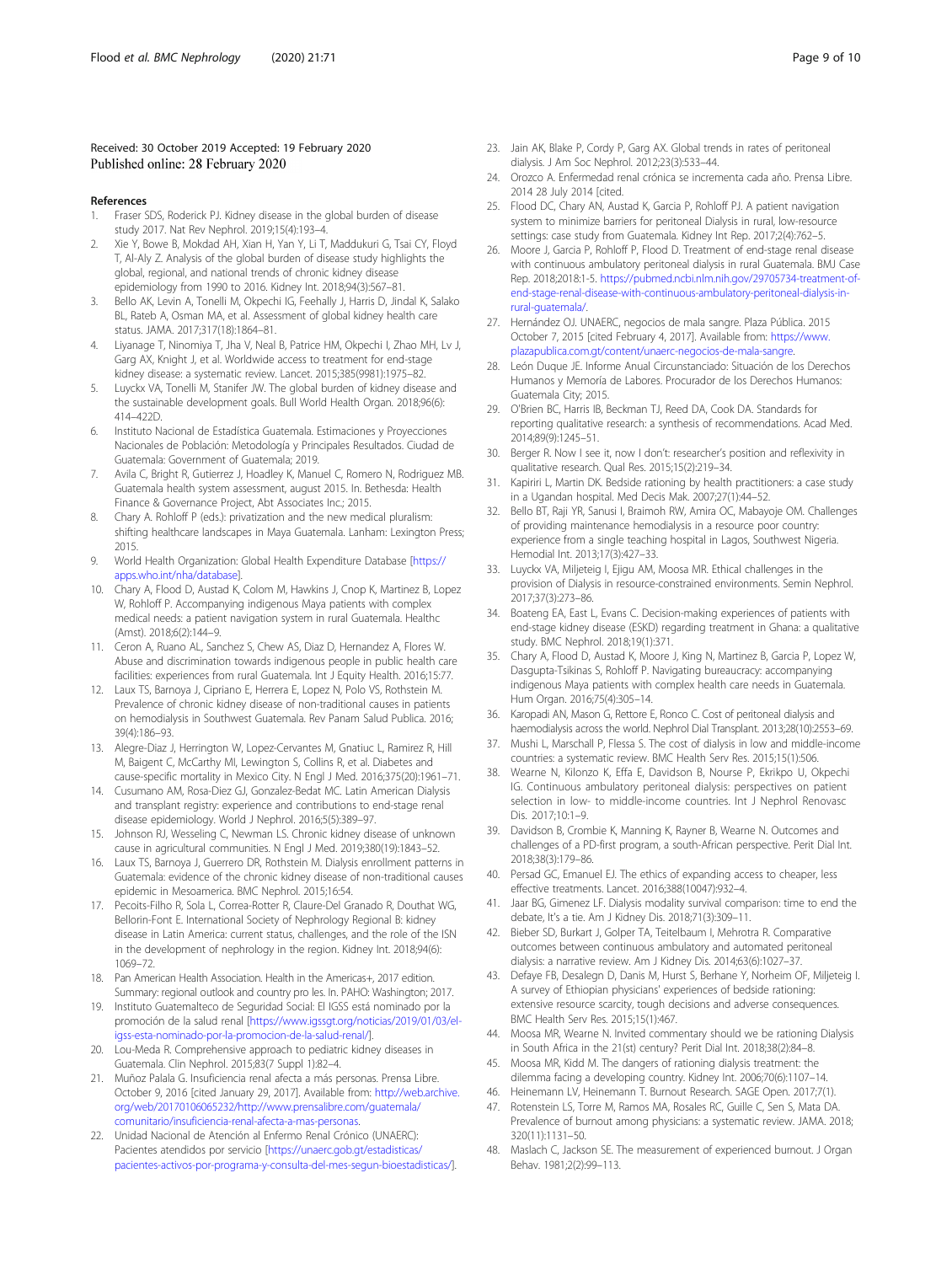Received: 30 October 2019 Accepted: 19 February 2020
Published online: 28 February 2020

## References

1. Fraser SDS, Roderick PJ. Kidney disease in the global burden of disease study 2017. Nat Rev Nephrol. 2019;15(4):193–4.
2. Xie Y, Bowe B, Mokdad AH, Xian H, Yan Y, Li T, Maddukuri G, Tsai CY, Floyd T, Al-Aly Z. Analysis of the global burden of disease study highlights the global, regional, and national trends of chronic kidney disease epidemiology from 1990 to 2016. Kidney Int. 2018;94(3):567–81.
3. Bello AK, Levin A, Tonelli M, Okpechi IG, Feehally J, Harris D, Jindal K, Salako BL, Rateb A, Osman MA, et al. Assessment of global kidney health care status. JAMA. 2017;317(18):1864–81.
4. Liyanage T, Ninomiya T, Jha V, Neal B, Patrice HM, Okpechi I, Zhao MH, Lv J, Garg AX, Knight J, et al. Worldwide access to treatment for end-stage kidney disease: a systematic review. Lancet. 2015;385(9981):1975–82.
5. Luyckx VA, Tonelli M, Stanifer JW. The global burden of kidney disease and the sustainable development goals. Bull World Health Organ. 2018;96(6): 414–422D.
6. Instituto Nacional de Estadística Guatemala. Estimaciones y Proyecciones Nacionales de Población: Metodología y Principales Resultados. Ciudad de Guatemala: Government of Guatemala; 2019.
7. Avila C, Bright R, Gutierrez J, Hoadley K, Manuel C, Romero N, Rodriguez MB. Guatemala health system assessment, august 2015. In. Bethesda: Health Finance & Governance Project, Abt Associates Inc.; 2015.
8. Chary A. Rohloff P (eds.): privatization and the new medical pluralism: shifting healthcare landscapes in Maya Guatemala. Lanham: Lexington Press; 2015.
9. World Health Organization: Global Health Expenditure Database [https://apps.who.int/nha/database].
10. Chary A, Flood D, Austad K, Colom M, Hawkins J, Cnop K, Martinez B, Lopez W, Rohloff P. Accompanying indigenous Maya patients with complex medical needs: a patient navigation system in rural Guatemala. Healthc (Amst). 2018;6(2):144–9.
11. Ceron A, Ruano AL, Sanchez S, Chew AS, Diaz D, Hernandez A, Flores W. Abuse and discrimination towards indigenous people in public health care facilities: experiences from rural Guatemala. Int J Equity Health. 2016;15:77.
12. Laux TS, Barnoya J, Cipriano E, Herrera E, Lopez N, Polo VS, Rothstein M. Prevalence of chronic kidney disease of non-traditional causes in patients on hemodialysis in Southwest Guatemala. Rev Panam Salud Publica. 2016; 39(4):186–93.
13. Alegre-Diaz J, Herrington W, Lopez-Cervantes M, Gnatiuc L, Ramirez R, Hill M, Baigent C, McCarthy MI, Lewington S, Collins R, et al. Diabetes and cause-specific mortality in Mexico City. N Engl J Med. 2016;375(20):1961–71.
14. Cusumano AM, Rosa-Diez GJ, Gonzalez-Bedat MC. Latin American Dialysis and transplant registry: experience and contributions to end-stage renal disease epidemiology. World J Nephrol. 2016;5(5):389–97.
15. Johnson RJ, Wesseling C, Newman LS. Chronic kidney disease of unknown cause in agricultural communities. N Engl J Med. 2019;380(19):1843–52.
16. Laux TS, Barnoya J, Guerrero DR, Rothstein M. Dialysis enrollment patterns in Guatemala: evidence of the chronic kidney disease of non-traditional causes epidemic in Mesoamerica. BMC Nephrol. 2015;16:54.
17. Pecoits-Filho R, Sola L, Correa-Rotter R, Claure-Del Granado R, Douthat WG, Bellorin-Font E. International Society of Nephrology Regional B: kidney disease in Latin America: current status, challenges, and the role of the ISN in the development of nephrology in the region. Kidney Int. 2018;94(6): 1069–72.
18. Pan American Health Association. Health in the Americas+, 2017 edition. Summary: regional outlook and country pro les. In. PAHO: Washington; 2017.
19. Instituto Guatemalteco de Seguridad Social: El IGSS está nominado por la promoción de la salud renal [https://www.igssgt.org/noticias/2019/01/03/el-igss-esta-nominado-por-la-promocion-de-la-salud-renal/].
20. Lou-Meda R. Comprehensive approach to pediatric kidney diseases in Guatemala. Clin Nephrol. 2015;83(7 Suppl 1):82–4.
21. Muñoz Palala G. Insuficiencia renal afecta a más personas. Prensa Libre. October 9, 2016 [cited January 29, 2017]. Available from: http://web.archive.org/web/20170106065232/http://www.prensalibre.com/guatemala/comunitario/insuficiencia-renal-afecta-a-mas-personas.
22. Unidad Nacional de Atención al Enfermo Renal Crónico (UNAERC): Pacientes atendidos por servicio [https://unaerc.gob.gt/estadisticas/pacientes-activos-por-programa-y-consulta-del-mes-segun-bioestadisticas/].
23. Jain AK, Blake P, Cordy P, Garg AX. Global trends in rates of peritoneal dialysis. J Am Soc Nephrol. 2012;23(3):533–44.
24. Orozco A. Enfermedad renal crónica se incrementa cada año. Prensa Libre. 2014 28 July 2014 [cited.
25. Flood DC, Chary AN, Austad K, Garcia P, Rohloff PJ. A patient navigation system to minimize barriers for peritoneal Dialysis in rural, low-resource settings: case study from Guatemala. Kidney Int Rep. 2017;2(4):762–5.
26. Moore J, Garcia P, Rohloff P, Flood D. Treatment of end-stage renal disease with continuous ambulatory peritoneal dialysis in rural Guatemala. BMJ Case Rep. 2018;2018:1-5. https://pubmed.ncbi.nlm.nih.gov/29705734-treatment-of-end-stage-renal-disease-with-continuous-ambulatory-peritoneal-dialysis-in-rural-guatemala/.
27. Hernández OJ. UNAERC, negocios de mala sangre. Plaza Pública. 2015 October 7, 2015 [cited February 4, 2017]. Available from: https://www.plazapublica.com.gt/content/unaerc-negocios-de-mala-sangre.
28. León Duque JE. Informe Anual Circunstanciado: Situación de los Derechos Humanos y Memoría de Labores. Procurador de los Derechos Humanos: Guatemala City; 2015.
29. O'Brien BC, Harris IB, Beckman TJ, Reed DA, Cook DA. Standards for reporting qualitative research: a synthesis of recommendations. Acad Med. 2014;89(9):1245–51.
30. Berger R. Now I see it, now I don't: researcher's position and reflexivity in qualitative research. Qual Res. 2015;15(2):219–34.
31. Kapiriri L, Martin DK. Bedside rationing by health practitioners: a case study in a Ugandan hospital. Med Decis Mak. 2007;27(1):44–52.
32. Bello BT, Raji YR, Sanusi I, Braimoh RW, Amira OC, Mabayoje OM. Challenges of providing maintenance hemodialysis in a resource poor country: experience from a single teaching hospital in Lagos, Southwest Nigeria. Hemodial Int. 2013;17(3):427–33.
33. Luyckx VA, Miljeteig I, Ejigu AM, Moosa MR. Ethical challenges in the provision of Dialysis in resource-constrained environments. Semin Nephrol. 2017;37(3):273–86.
34. Boateng EA, East L, Evans C. Decision-making experiences of patients with end-stage kidney disease (ESKD) regarding treatment in Ghana: a qualitative study. BMC Nephrol. 2018;19(1):371.
35. Chary A, Flood D, Austad K, Moore J, King N, Martinez B, Garcia P, Lopez W, Dasgupta-Tsikinas S, Rohloff P. Navigating bureaucracy: accompanying indigenous Maya patients with complex health care needs in Guatemala. Hum Organ. 2016;75(4):305–14.
36. Karopadi AN, Mason G, Rettore E, Ronco C. Cost of peritoneal dialysis and haemodialysis across the world. Nephrol Dial Transplant. 2013;28(10):2553–69.
37. Mushi L, Marschall P, Flessa S. The cost of dialysis in low and middle-income countries: a systematic review. BMC Health Serv Res. 2015;15(1):506.
38. Wearne N, Kilonzo K, Effa E, Davidson B, Nourse P, Ekrikpo U, Okpechi IG. Continuous ambulatory peritoneal dialysis: perspectives on patient selection in low- to middle-income countries. Int J Nephrol Renovasc Dis. 2017;10:1–9.
39. Davidson B, Crombie K, Manning K, Rayner B, Wearne N. Outcomes and challenges of a PD-first program, a south-African perspective. Perit Dial Int. 2018;38(3):179–86.
40. Persad GC, Emanuel EJ. The ethics of expanding access to cheaper, less effective treatments. Lancet. 2016;388(10047):932–4.
41. Jaar BG, Gimenez LF. Dialysis modality survival comparison: time to end the debate, It's a tie. Am J Kidney Dis. 2018;71(3):309–11.
42. Bieber SD, Burkart J, Golper TA, Teitelbaum I, Mehrotra R. Comparative outcomes between continuous ambulatory and automated peritoneal dialysis: a narrative review. Am J Kidney Dis. 2014;63(6):1027–37.
43. Defaye FB, Desalegn D, Danis M, Hurst S, Berhane Y, Norheim OF, Miljeteig I. A survey of Ethiopian physicians' experiences of bedside rationing: extensive resource scarcity, tough decisions and adverse consequences. BMC Health Serv Res. 2015;15(1):467.
44. Moosa MR, Wearne N. Invited commentary should we be rationing Dialysis in South Africa in the 21(st) century? Perit Dial Int. 2018;38(2):84–8.
45. Moosa MR, Kidd M. The dangers of rationing dialysis treatment: the dilemma facing a developing country. Kidney Int. 2006;70(6):1107–14.
46. Heinemann LV, Heinemann T. Burnout Research. SAGE Open. 2017;7(1).
47. Rotenstein LS, Torre M, Ramos MA, Rosales RC, Guille C, Sen S, Mata DA. Prevalence of burnout among physicians: a systematic review. JAMA. 2018; 320(11):1131–50.
48. Maslach C, Jackson SE. The measurement of experienced burnout. J Organ Behav. 1981;2(2):99–113.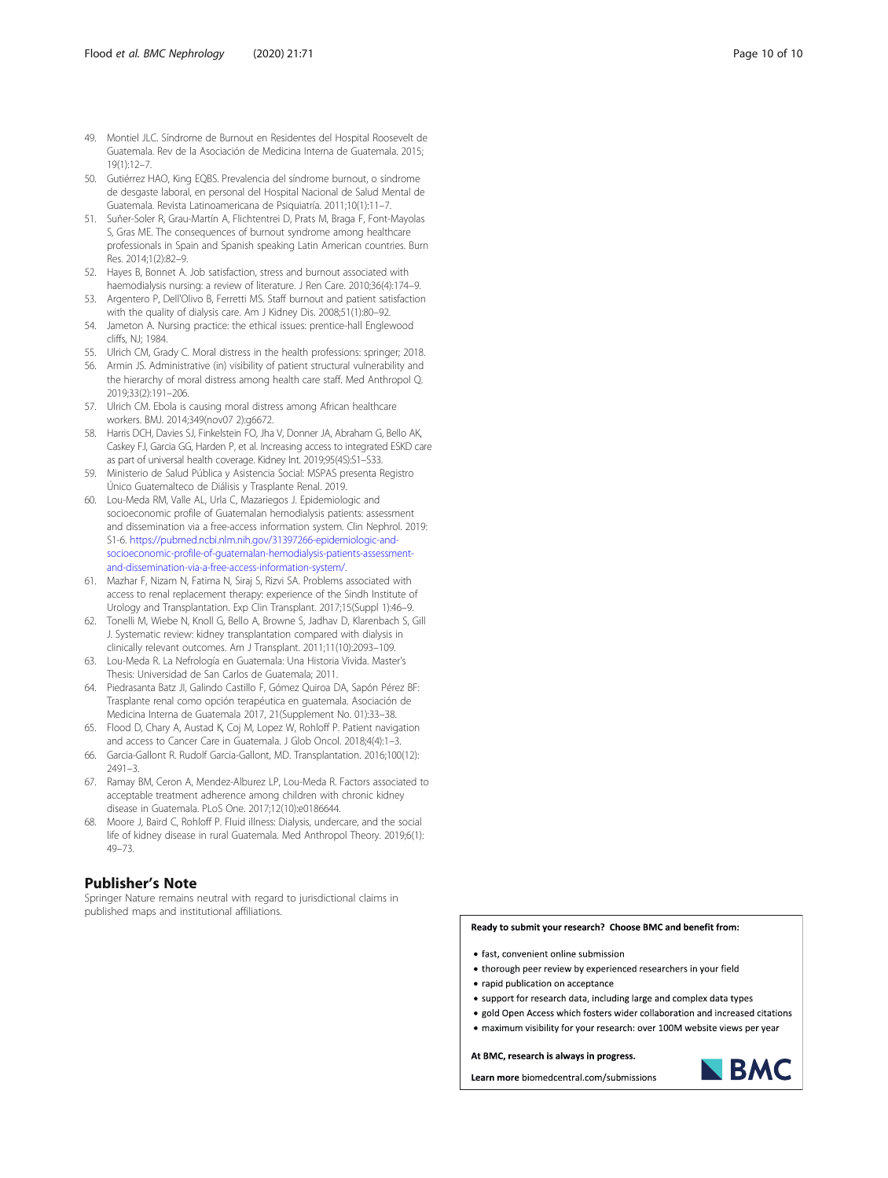49. Montiel JLC. Síndrome de Burnout en Residentes del Hospital Roosevelt de Guatemala. Rev de la Asociación de Medicina Interna de Guatemala. 2015; 19(1):12–7.
50. Gutiérrez HAO, King EQBS. Prevalencia del síndrome burnout, o síndrome de desgaste laboral, en personal del Hospital Nacional de Salud Mental de Guatemala. Revista Latinoamericana de Psiquiatría. 2011;10(1):11–7.
51. Suñer-Soler R, Grau-Martín A, Flichtentrei D, Prats M, Braga F, Font-Mayolas S, Gras ME. The consequences of burnout syndrome among healthcare professionals in Spain and Spanish speaking Latin American countries. Burn Res. 2014;1(2):82–9.
52. Hayes B, Bonnet A. Job satisfaction, stress and burnout associated with haemodialysis nursing: a review of literature. J Ren Care. 2010;36(4):174–9.
53. Argentero P, Dell'Olivo B, Ferretti MS. Staff burnout and patient satisfaction with the quality of dialysis care. Am J Kidney Dis. 2008;51(1):80–92.
54. Jameton A. Nursing practice: the ethical issues: prentice-hall Englewood cliffs, NJ; 1984.
55. Ulrich CM, Grady C. Moral distress in the health professions: springer; 2018.
56. Armin JS. Administrative (in) visibility of patient structural vulnerability and the hierarchy of moral distress among health care staff. Med Anthropol Q. 2019;33(2):191–206.
57. Ulrich CM. Ebola is causing moral distress among African healthcare workers. BMJ. 2014;349(nov07 2):g6672.
58. Harris DCH, Davies SJ, Finkelstein FO, Jha V, Donner JA, Abraham G, Bello AK, Caskey FJ, Garcia GG, Harden P, et al. Increasing access to integrated ESKD care as part of universal health coverage. Kidney Int. 2019;95(4S):S1–S33.
59. Ministerio de Salud Pública y Asistencia Social: MSPAS presenta Registro Único Guatemalteco de Diálisis y Trasplante Renal. 2019.
60. Lou-Meda RM, Valle AL, Urla C, Mazariegos J. Epidemiologic and socioeconomic profile of Guatemalan hemodialysis patients: assessment and dissemination via a free-access information system. Clin Nephrol. 2019: S1-6. https://pubmed.ncbi.nlm.nih.gov/31397266-epidemiologic-and-socioeconomic-profile-of-guatemalan-hemodialysis-patients-assessment-and-dissemination-via-a-free-access-information-system/.
61. Mazhar F, Nizam N, Fatima N, Siraj S, Rizvi SA. Problems associated with access to renal replacement therapy: experience of the Sindh Institute of Urology and Transplantation. Exp Clin Transplant. 2017;15(Suppl 1):46–9.
62. Tonelli M, Wiebe N, Knoll G, Bello A, Browne S, Jadhav D, Klarenbach S, Gill J. Systematic review: kidney transplantation compared with dialysis in clinically relevant outcomes. Am J Transplant. 2011;11(10):2093–109.
63. Lou-Meda R. La Nefrología en Guatemala: Una Historia Vivida. Master's Thesis: Universidad de San Carlos de Guatemala; 2011.
64. Piedrasanta Batz JI, Galindo Castillo F, Gómez Quiroa DA, Sapón Pérez BF: Trasplante renal como opción terapéutica en guatemala. Asociación de Medicina Interna de Guatemala 2017, 21(Supplement No. 01):33–38.
65. Flood D, Chary A, Austad K, Coj M, Lopez W, Rohloff P. Patient navigation and access to Cancer Care in Guatemala. J Glob Oncol. 2018;4(4):1–3.
66. Garcia-Gallont R. Rudolf Garcia-Gallont, MD. Transplantation. 2016;100(12): 2491–3.
67. Ramay BM, Ceron A, Mendez-Alburez LP, Lou-Meda R. Factors associated to acceptable treatment adherence among children with chronic kidney disease in Guatemala. PLoS One. 2017;12(10):e0186644.
68. Moore J, Baird C, Rohloff P. Fluid illness: Dialysis, undercare, and the social life of kidney disease in rural Guatemala. Med Anthropol Theory. 2019;6(1): 49–73.

## Publisher's Note

Springer Nature remains neutral with regard to jurisdictional claims in published maps and institutional affiliations.

**Ready to submit your research? Choose BMC and benefit from:**

- fast, convenient online submission
- thorough peer review by experienced researchers in your field
- rapid publication on acceptance
- support for research data, including large and complex data types
- gold Open Access which fosters wider collaboration and increased citations
- maximum visibility for your research: over 100M website views per year

**At BMC, research is always in progress.**

**Learn more** biomedcentral.com/submissions

BMC